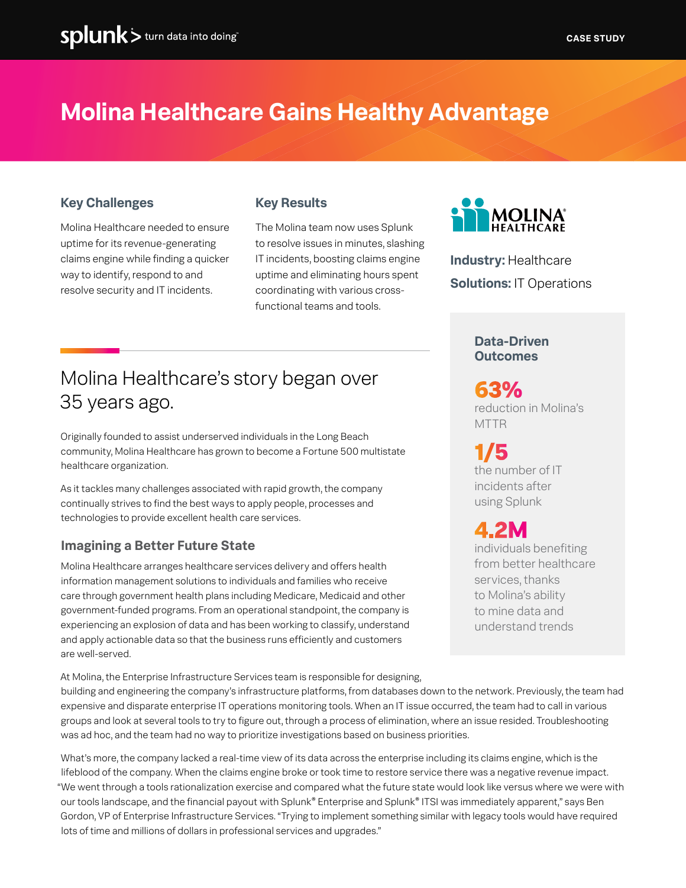CASE STUDY

# Molina Healthcare Gains Healthy Advantage

### Key Challenges

Molina Healthcare needed to ensure uptime for its revenue-generating claims engine while finding a quicker way to identify, respond to and resolve security and IT incidents.

### Key Results

The Molina team now uses Splunk to resolve issues in minutes, slashing IT incidents, boosting claims engine uptime and eliminating hours spent coordinating with various cross-functional teams and tools.

**Industry:** Healthcare

**Solutions:** IT Operations

## Molina Healthcare's story began over 35 years ago.

Originally founded to assist underserved individuals in the Long Beach community, Molina Healthcare has grown to become a Fortune 500 multistate healthcare organization.

As it tackles many challenges associated with rapid growth, the company continually strives to find the best ways to apply people, processes and technologies to provide excellent health care services.

### Imagining a Better Future State

Molina Healthcare arranges healthcare services delivery and offers health information management solutions to individuals and families who receive care through government health plans including Medicare, Medicaid and other government-funded programs. From an operational standpoint, the company is experiencing an explosion of data and has been working to classify, understand and apply actionable data so that the business runs efficiently and customers are well-served.

At Molina, the Enterprise Infrastructure Services team is responsible for designing, building and engineering the company's infrastructure platforms, from databases down to the network. Previously, the team had expensive and disparate enterprise IT operations monitoring tools. When an IT issue occurred, the team had to call in various groups and look at several tools to try to figure out, through a process of elimination, where an issue resided. Troubleshooting was ad hoc, and the team had no way to prioritize investigations based on business priorities.

What's more, the company lacked a real-time view of its data across the enterprise including its claims engine, which is the lifeblood of the company. When the claims engine broke or took time to restore service there was a negative revenue impact. "We went through a tools rationalization exercise and compared what the future state would look like versus where we were with our tools landscape, and the financial payout with Splunk® Enterprise and Splunk® ITSI was immediately apparent," says Ben Gordon, VP of Enterprise Infrastructure Services. "Trying to implement something similar with legacy tools would have required lots of time and millions of dollars in professional services and upgrades."

### Data-Driven Outcomes

**63%**
reduction in Molina's MTTR

**1/5**
the number of IT incidents after using Splunk

**4.2M**
individuals benefiting from better healthcare services, thanks to Molina's ability to mine data and understand trends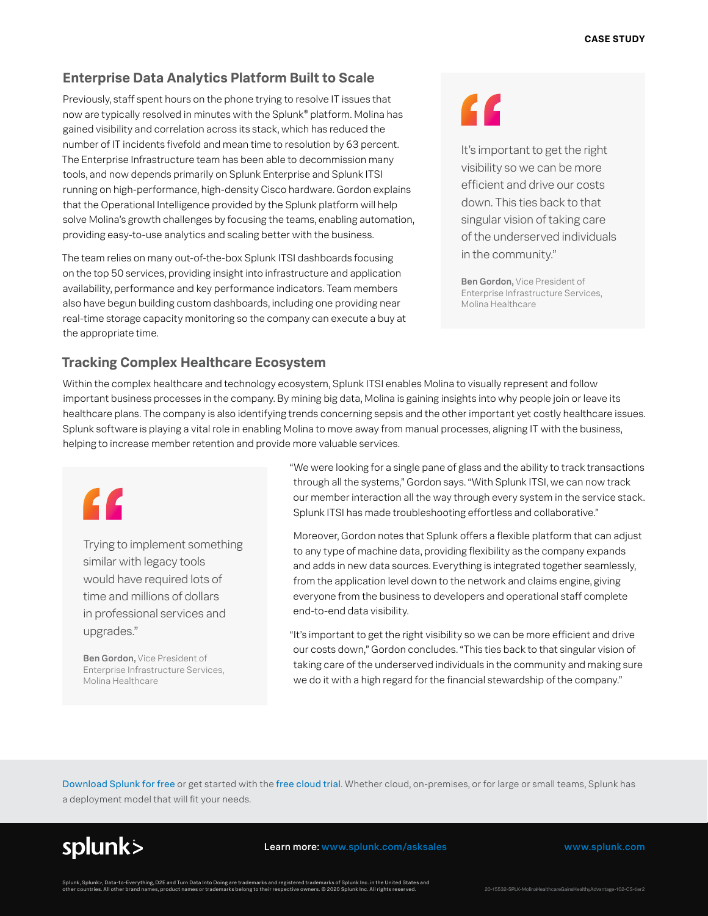## Enterprise Data Analytics Platform Built to Scale

Previously, staff spent hours on the phone trying to resolve IT issues that now are typically resolved in minutes with the Splunk® platform. Molina has gained visibility and correlation across its stack, which has reduced the number of IT incidents fivefold and mean time to resolution by 63 percent. The Enterprise Infrastructure team has been able to decommission many tools, and now depends primarily on Splunk Enterprise and Splunk ITSI running on high-performance, high-density Cisco hardware. Gordon explains that the Operational Intelligence provided by the Splunk platform will help solve Molina's growth challenges by focusing the teams, enabling automation, providing easy-to-use analytics and scaling better with the business.

The team relies on many out-of-the-box Splunk ITSI dashboards focusing on the top 50 services, providing insight into infrastructure and application availability, performance and key performance indicators. Team members also have begun building custom dashboards, including one providing near real-time storage capacity monitoring so the company can execute a buy at the appropriate time.

> It's important to get the right visibility so we can be more efficient and drive our costs down. This ties back to that singular vision of taking care of the underserved individuals in the community."
>
> **Ben Gordon,** Vice President of Enterprise Infrastructure Services, Molina Healthcare

## Tracking Complex Healthcare Ecosystem

Within the complex healthcare and technology ecosystem, Splunk ITSI enables Molina to visually represent and follow important business processes in the company. By mining big data, Molina is gaining insights into why people join or leave its healthcare plans. The company is also identifying trends concerning sepsis and the other important yet costly healthcare issues. Splunk software is playing a vital role in enabling Molina to move away from manual processes, aligning IT with the business, helping to increase member retention and provide more valuable services.

> Trying to implement something similar with legacy tools would have required lots of time and millions of dollars in professional services and upgrades."
>
> **Ben Gordon,** Vice President of Enterprise Infrastructure Services, Molina Healthcare

"We were looking for a single pane of glass and the ability to track transactions through all the systems," Gordon says. "With Splunk ITSI, we can now track our member interaction all the way through every system in the service stack. Splunk ITSI has made troubleshooting effortless and collaborative."

Moreover, Gordon notes that Splunk offers a flexible platform that can adjust to any type of machine data, providing flexibility as the company expands and adds in new data sources. Everything is integrated together seamlessly, from the application level down to the network and claims engine, giving everyone from the business to developers and operational staff complete end-to-end data visibility.

"It's important to get the right visibility so we can be more efficient and drive our costs down," Gordon concludes. "This ties back to that singular vision of taking care of the underserved individuals in the community and making sure we do it with a high regard for the financial stewardship of the company."

Download Splunk for free or get started with the free cloud trial. Whether cloud, on-premises, or for large or small teams, Splunk has a deployment model that will fit your needs.

splunk>

**Learn more:** www.splunk.com/asksales

www.splunk.com

Splunk, Splunk>, Data-to-Everything, D2E and Turn Data Into Doing are trademarks and registered trademarks of Splunk Inc. in the United States and other countries. All other brand names, product names or trademarks belong to their respective owners. © 2020 Splunk Inc. All rights reserved.

20-15532-SPLK-MolinaHealthcareGainsHealthyAdvantage-102-CS-tier2